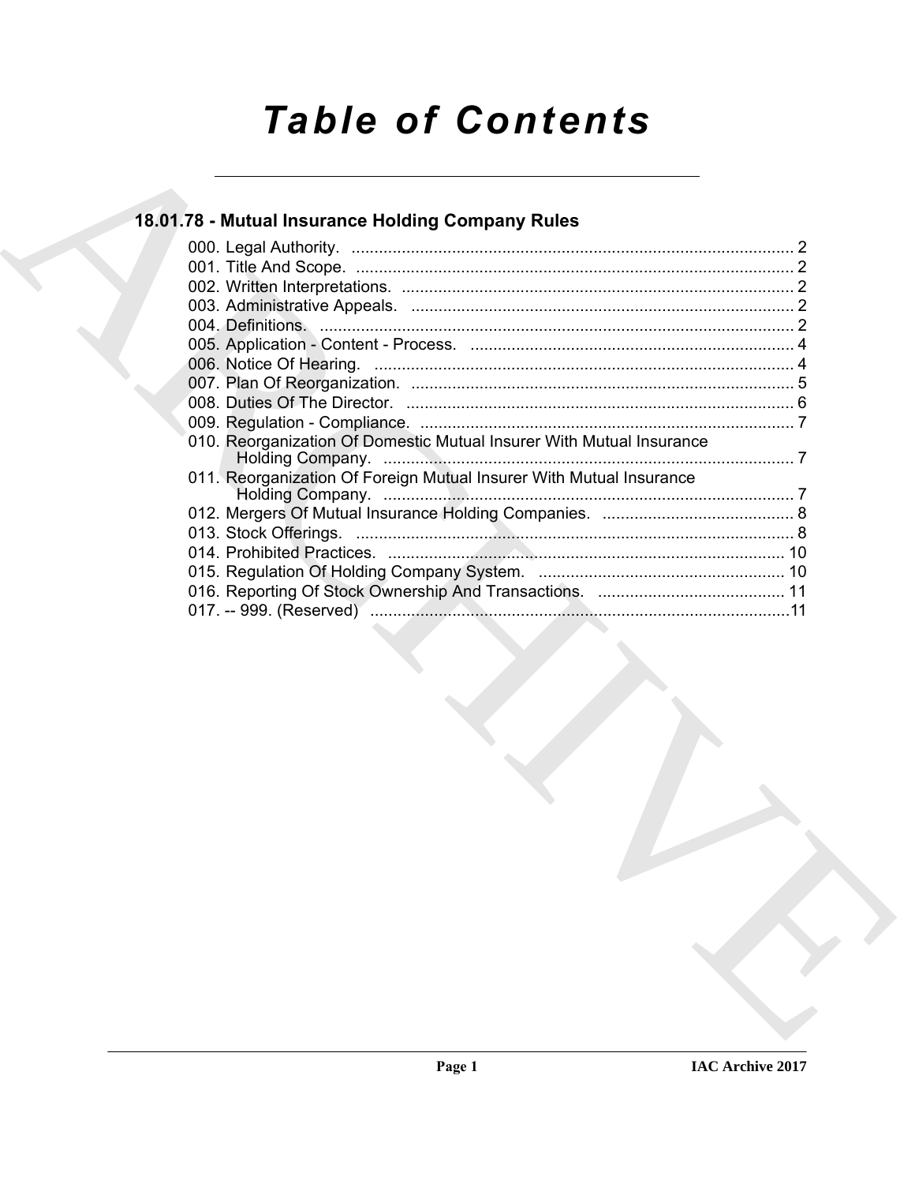# Table of Contents

## 18.01.78 - Mutual Insurance Holding Company Rules

000. Legal Authority. ................................................................................................ 2
001. Title And Scope. ................................................................................................ 2
002. Written Interpretations. ...................................................................................... 2
003. Administrative Appeals. .................................................................................... 2
004. Definitions. ........................................................................................................ 2
005. Application - Content - Process. ....................................................................... 4
006. Notice Of Hearing. ............................................................................................ 4
007. Plan Of Reorganization. .................................................................................... 5
008. Duties Of The Director. ..................................................................................... 6
009. Regulation - Compliance. .................................................................................. 7
010. Reorganization Of Domestic Mutual Insurer With Mutual Insurance Holding Company. .......................................................................................... 7
011. Reorganization Of Foreign Mutual Insurer With Mutual Insurance Holding Company. .......................................................................................... 7
012. Mergers Of Mutual Insurance Holding Companies. .......................................... 8
013. Stock Offerings. ................................................................................................ 8
014. Prohibited Practices. ....................................................................................... 10
015. Regulation Of Holding Company System. ...................................................... 10
016. Reporting Of Stock Ownership And Transactions. ......................................... 11
017. -- 999. (Reserved) ............................................................................................11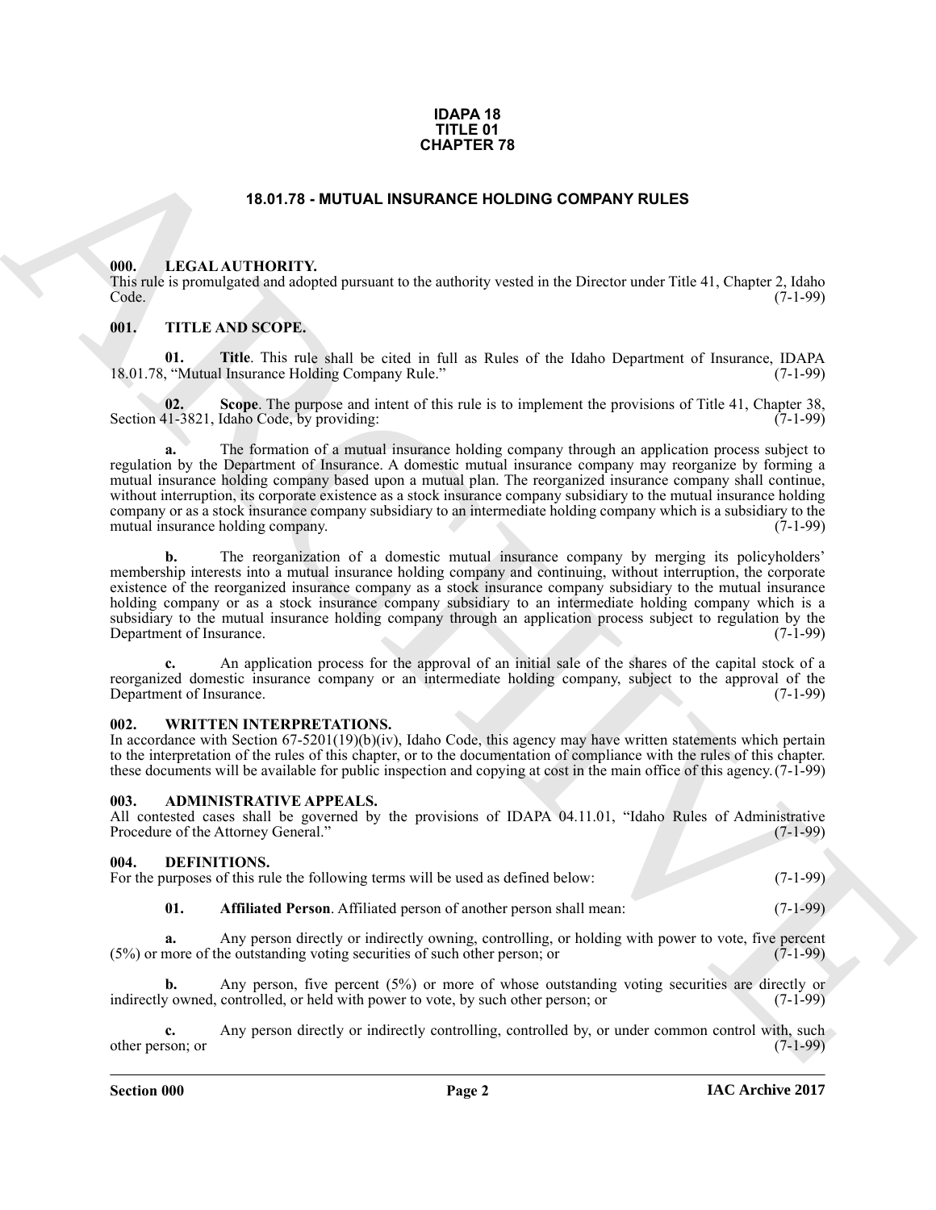# IDAPA 18
# TITLE 01
# CHAPTER 78

## 18.01.78 - MUTUAL INSURANCE HOLDING COMPANY RULES

### 000. LEGAL AUTHORITY.

This rule is promulgated and adopted pursuant to the authority vested in the Director under Title 41, Chapter 2, Idaho Code. (7-1-99)

### 001. TITLE AND SCOPE.

**01. Title**. This rule shall be cited in full as Rules of the Idaho Department of Insurance, IDAPA 18.01.78, "Mutual Insurance Holding Company Rule." (7-1-99)

**02. Scope**. The purpose and intent of this rule is to implement the provisions of Title 41, Chapter 38, Section 41-3821, Idaho Code, by providing: (7-1-99)

**a.** The formation of a mutual insurance holding company through an application process subject to regulation by the Department of Insurance. A domestic mutual insurance company may reorganize by forming a mutual insurance holding company based upon a mutual plan. The reorganized insurance company shall continue, without interruption, its corporate existence as a stock insurance company subsidiary to the mutual insurance holding company or as a stock insurance company subsidiary to an intermediate holding company which is a subsidiary to the mutual insurance holding company. (7-1-99)

**b.** The reorganization of a domestic mutual insurance company by merging its policyholders' membership interests into a mutual insurance holding company and continuing, without interruption, the corporate existence of the reorganized insurance company as a stock insurance company subsidiary to the mutual insurance holding company or as a stock insurance company subsidiary to an intermediate holding company which is a subsidiary to the mutual insurance holding company through an application process subject to regulation by the Department of Insurance. (7-1-99)

**c.** An application process for the approval of an initial sale of the shares of the capital stock of a reorganized domestic insurance company or an intermediate holding company, subject to the approval of the Department of Insurance. (7-1-99)

### 002. WRITTEN INTERPRETATIONS.

In accordance with Section 67-5201(19)(b)(iv), Idaho Code, this agency may have written statements which pertain to the interpretation of the rules of this chapter, or to the documentation of compliance with the rules of this chapter. these documents will be available for public inspection and copying at cost in the main office of this agency. (7-1-99)

### 003. ADMINISTRATIVE APPEALS.

All contested cases shall be governed by the provisions of IDAPA 04.11.01, "Idaho Rules of Administrative Procedure of the Attorney General." (7-1-99)

### 004. DEFINITIONS.

For the purposes of this rule the following terms will be used as defined below: (7-1-99)

**01. Affiliated Person**. Affiliated person of another person shall mean: (7-1-99)

**a.** Any person directly or indirectly owning, controlling, or holding with power to vote, five percent (5%) or more of the outstanding voting securities of such other person; or (7-1-99)

**b.** Any person, five percent (5%) or more of whose outstanding voting securities are directly or indirectly owned, controlled, or held with power to vote, by such other person; or (7-1-99)

**c.** Any person directly or indirectly controlling, controlled by, or under common control with, such other person; or (7-1-99)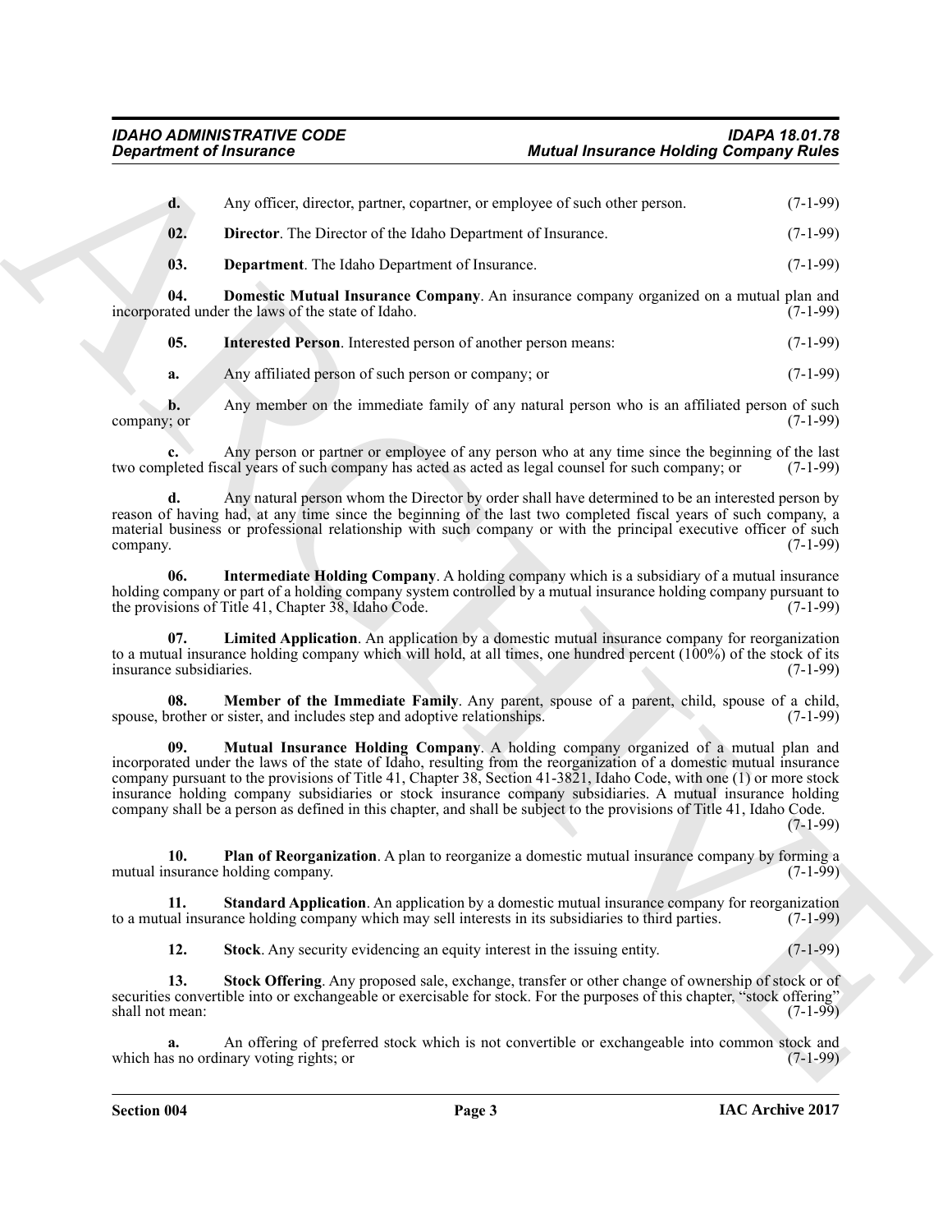**d.** Any officer, director, partner, copartner, or employee of such other person. (7-1-99)

**02. Director**. The Director of the Idaho Department of Insurance. (7-1-99)

**03. Department**. The Idaho Department of Insurance. (7-1-99)

**04. Domestic Mutual Insurance Company**. An insurance company organized on a mutual plan and incorporated under the laws of the state of Idaho. (7-1-99)

**05. Interested Person**. Interested person of another person means: (7-1-99)

**a.** Any affiliated person of such person or company; or (7-1-99)

**b.** Any member on the immediate family of any natural person who is an affiliated person of such company; or (7-1-99)

**c.** Any person or partner or employee of any person who at any time since the beginning of the last two completed fiscal years of such company has acted as acted as legal counsel for such company; or (7-1-99)

**d.** Any natural person whom the Director by order shall have determined to be an interested person by reason of having had, at any time since the beginning of the last two completed fiscal years of such company, a material business or professional relationship with such company or with the principal executive officer of such company. (7-1-99)

**06. Intermediate Holding Company**. A holding company which is a subsidiary of a mutual insurance holding company or part of a holding company system controlled by a mutual insurance holding company pursuant to the provisions of Title 41, Chapter 38, Idaho Code. (7-1-99)

**07. Limited Application**. An application by a domestic mutual insurance company for reorganization to a mutual insurance holding company which will hold, at all times, one hundred percent (100%) of the stock of its insurance subsidiaries. (7-1-99)

**08. Member of the Immediate Family**. Any parent, spouse of a parent, child, spouse of a child, spouse, brother or sister, and includes step and adoptive relationships. (7-1-99)

**09. Mutual Insurance Holding Company**. A holding company organized of a mutual plan and incorporated under the laws of the state of Idaho, resulting from the reorganization of a domestic mutual insurance company pursuant to the provisions of Title 41, Chapter 38, Section 41-3821, Idaho Code, with one (1) or more stock insurance holding company subsidiaries or stock insurance company subsidiaries. A mutual insurance holding company shall be a person as defined in this chapter, and shall be subject to the provisions of Title 41, Idaho Code. (7-1-99)

**10. Plan of Reorganization**. A plan to reorganize a domestic mutual insurance company by forming a mutual insurance holding company. (7-1-99)

**11. Standard Application**. An application by a domestic mutual insurance company for reorganization to a mutual insurance holding company which may sell interests in its subsidiaries to third parties. (7-1-99)

**12. Stock**. Any security evidencing an equity interest in the issuing entity. (7-1-99)

**13. Stock Offering**. Any proposed sale, exchange, transfer or other change of ownership of stock or of securities convertible into or exchangeable or exercisable for stock. For the purposes of this chapter, "stock offering" shall not mean: (7-1-99)

**a.** An offering of preferred stock which is not convertible or exchangeable into common stock and which has no ordinary voting rights; or (7-1-99)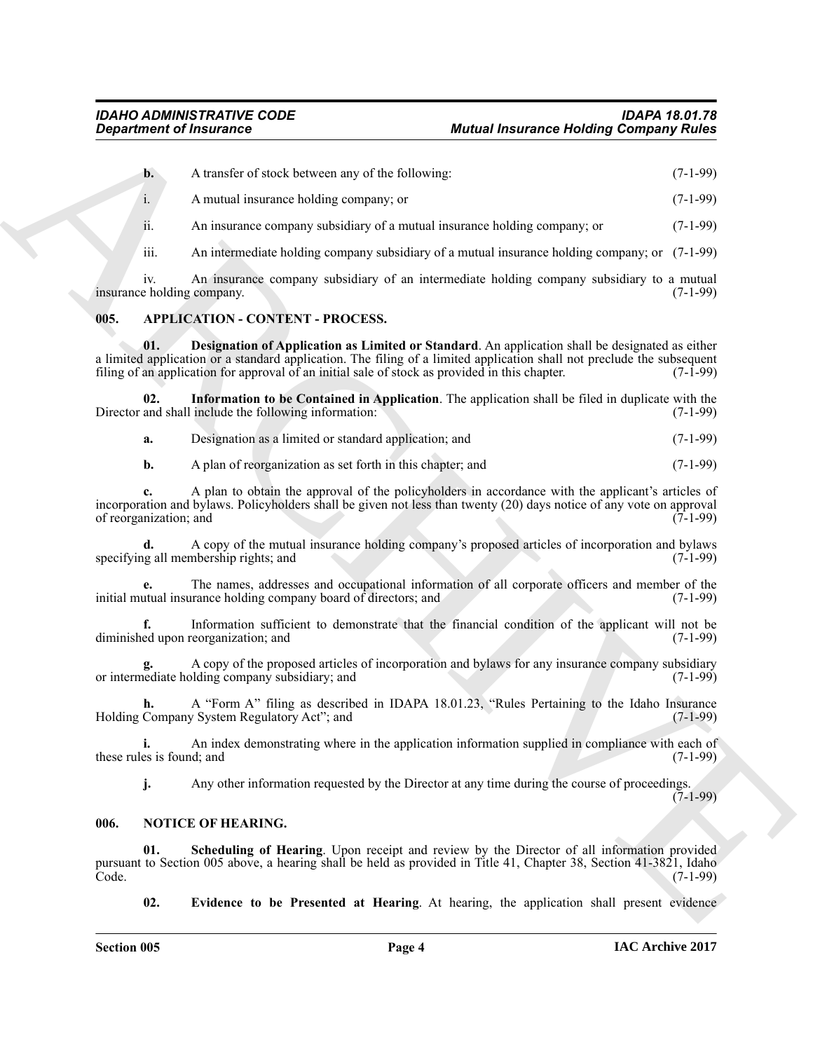**b.** A transfer of stock between any of the following: (7-1-99)

i. A mutual insurance holding company; or (7-1-99)

ii. An insurance company subsidiary of a mutual insurance holding company; or (7-1-99)

iii. An intermediate holding company subsidiary of a mutual insurance holding company; or (7-1-99)

iv. An insurance company subsidiary of an intermediate holding company subsidiary to a mutual insurance holding company. (7-1-99)

## 005. APPLICATION - CONTENT - PROCESS.

**01. Designation of Application as Limited or Standard**. An application shall be designated as either a limited application or a standard application. The filing of a limited application shall not preclude the subsequent filing of an application for approval of an initial sale of stock as provided in this chapter. (7-1-99)

**02. Information to be Contained in Application**. The application shall be filed in duplicate with the Director and shall include the following information: (7-1-99)

**a.** Designation as a limited or standard application; and (7-1-99)

**b.** A plan of reorganization as set forth in this chapter; and (7-1-99)

**c.** A plan to obtain the approval of the policyholders in accordance with the applicant's articles of incorporation and bylaws. Policyholders shall be given not less than twenty (20) days notice of any vote on approval of reorganization; and (7-1-99)

**d.** A copy of the mutual insurance holding company's proposed articles of incorporation and bylaws specifying all membership rights; and (7-1-99)

**e.** The names, addresses and occupational information of all corporate officers and member of the initial mutual insurance holding company board of directors; and (7-1-99)

**f.** Information sufficient to demonstrate that the financial condition of the applicant will not be diminished upon reorganization; and (7-1-99)

**g.** A copy of the proposed articles of incorporation and bylaws for any insurance company subsidiary or intermediate holding company subsidiary; and (7-1-99)

**h.** A "Form A" filing as described in IDAPA 18.01.23, "Rules Pertaining to the Idaho Insurance Holding Company System Regulatory Act"; and (7-1-99)

**i.** An index demonstrating where in the application information supplied in compliance with each of these rules is found; and (7-1-99)

**j.** Any other information requested by the Director at any time during the course of proceedings. (7-1-99)

## 006. NOTICE OF HEARING.

**01. Scheduling of Hearing**. Upon receipt and review by the Director of all information provided pursuant to Section 005 above, a hearing shall be held as provided in Title 41, Chapter 38, Section 41-3821, Idaho Code. (7-1-99)

**02. Evidence to be Presented at Hearing**. At hearing, the application shall present evidence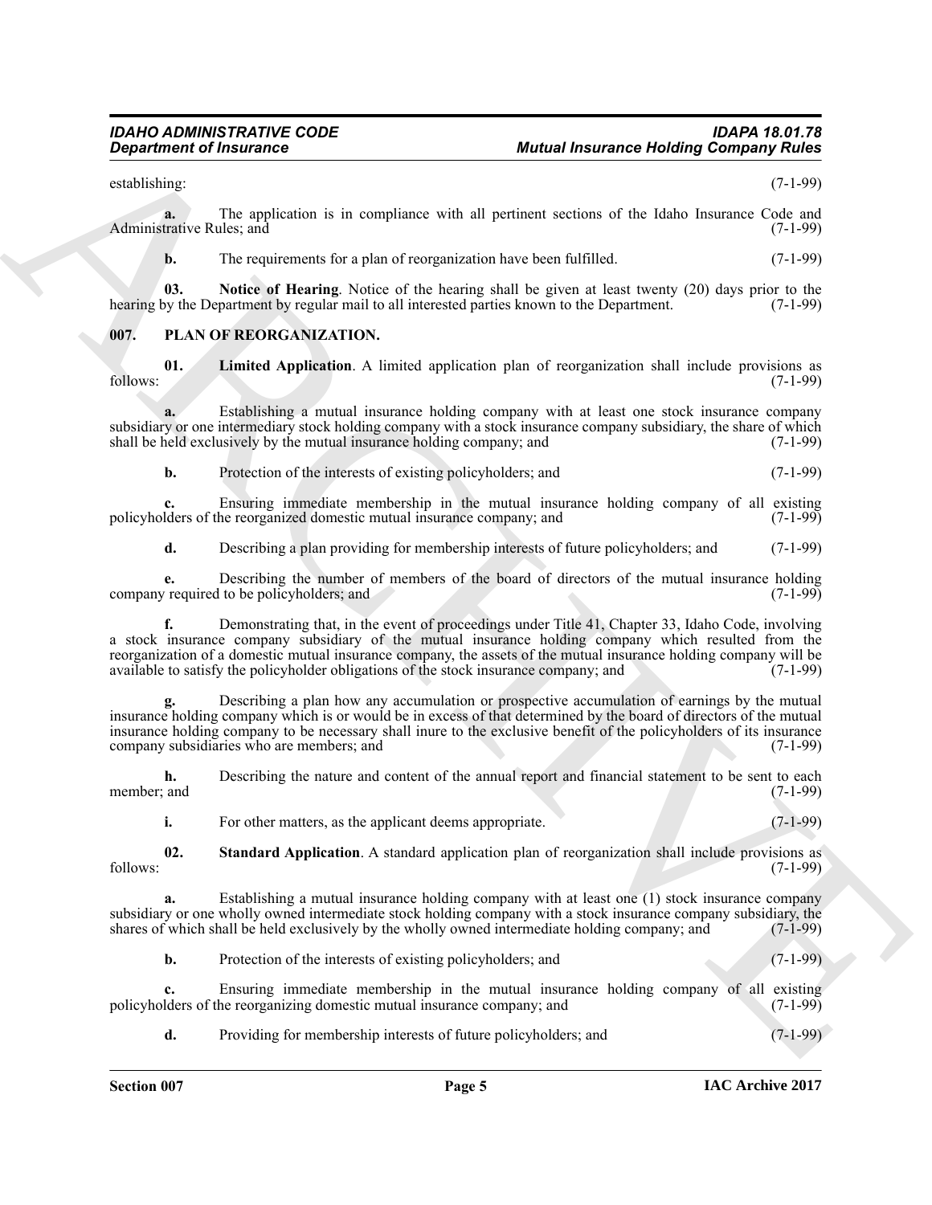establishing: (7-1-99)

**a.** The application is in compliance with all pertinent sections of the Idaho Insurance Code and Administrative Rules; and (7-1-99)

**b.** The requirements for a plan of reorganization have been fulfilled. (7-1-99)

**03. Notice of Hearing**. Notice of the hearing shall be given at least twenty (20) days prior to the hearing by the Department by regular mail to all interested parties known to the Department. (7-1-99)

## 007. PLAN OF REORGANIZATION.

**01. Limited Application**. A limited application plan of reorganization shall include provisions as follows: (7-1-99)

**a.** Establishing a mutual insurance holding company with at least one stock insurance company subsidiary or one intermediary stock holding company with a stock insurance company subsidiary, the share of which shall be held exclusively by the mutual insurance holding company; and (7-1-99)

**b.** Protection of the interests of existing policyholders; and (7-1-99)

**c.** Ensuring immediate membership in the mutual insurance holding company of all existing policyholders of the reorganized domestic mutual insurance company; and (7-1-99)

**d.** Describing a plan providing for membership interests of future policyholders; and (7-1-99)

**e.** Describing the number of members of the board of directors of the mutual insurance holding company required to be policyholders; and (7-1-99)

**f.** Demonstrating that, in the event of proceedings under Title 41, Chapter 33, Idaho Code, involving a stock insurance company subsidiary of the mutual insurance holding company which resulted from the reorganization of a domestic mutual insurance company, the assets of the mutual insurance holding company will be available to satisfy the policyholder obligations of the stock insurance company; and (7-1-99)

**g.** Describing a plan how any accumulation or prospective accumulation of earnings by the mutual insurance holding company which is or would be in excess of that determined by the board of directors of the mutual insurance holding company to be necessary shall inure to the exclusive benefit of the policyholders of its insurance company subsidiaries who are members; and (7-1-99)

**h.** Describing the nature and content of the annual report and financial statement to be sent to each member; and (7-1-99)

**i.** For other matters, as the applicant deems appropriate. (7-1-99)

**02. Standard Application**. A standard application plan of reorganization shall include provisions as follows: (7-1-99)

**a.** Establishing a mutual insurance holding company with at least one (1) stock insurance company subsidiary or one wholly owned intermediate stock holding company with a stock insurance company subsidiary, the shares of which shall be held exclusively by the wholly owned intermediate holding company; and (7-1-99)

**b.** Protection of the interests of existing policyholders; and (7-1-99)

**c.** Ensuring immediate membership in the mutual insurance holding company of all existing policyholders of the reorganizing domestic mutual insurance company; and (7-1-99)

**d.** Providing for membership interests of future policyholders; and (7-1-99)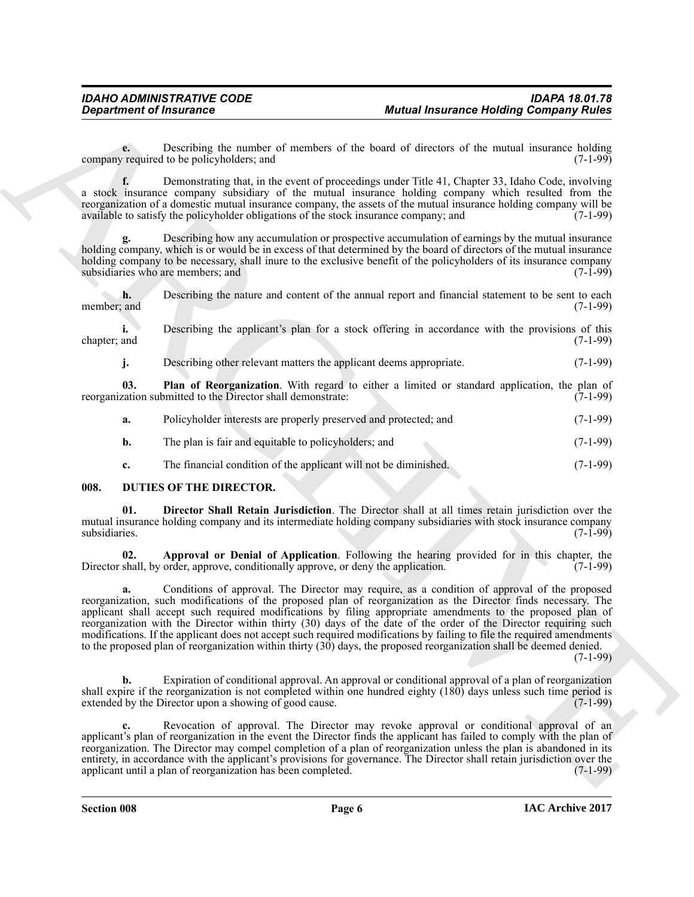**e.** Describing the number of members of the board of directors of the mutual insurance holding company required to be policyholders; and (7-1-99)

**f.** Demonstrating that, in the event of proceedings under Title 41, Chapter 33, Idaho Code, involving a stock insurance company subsidiary of the mutual insurance holding company which resulted from the reorganization of a domestic mutual insurance company, the assets of the mutual insurance holding company will be available to satisfy the policyholder obligations of the stock insurance company; and (7-1-99)

**g.** Describing how any accumulation or prospective accumulation of earnings by the mutual insurance holding company, which is or would be in excess of that determined by the board of directors of the mutual insurance holding company to be necessary, shall inure to the exclusive benefit of the policyholders of its insurance company subsidiaries who are members; and (7-1-99)

**h.** Describing the nature and content of the annual report and financial statement to be sent to each member; and (7-1-99)

**i.** Describing the applicant's plan for a stock offering in accordance with the provisions of this chapter; and (7-1-99)

**j.** Describing other relevant matters the applicant deems appropriate. (7-1-99)

**03. Plan of Reorganization**. With regard to either a limited or standard application, the plan of reorganization submitted to the Director shall demonstrate: (7-1-99)

**a.** Policyholder interests are properly preserved and protected; and (7-1-99)

**b.** The plan is fair and equitable to policyholders; and (7-1-99)

**c.** The financial condition of the applicant will not be diminished. (7-1-99)

## 008. DUTIES OF THE DIRECTOR.

**01. Director Shall Retain Jurisdiction**. The Director shall at all times retain jurisdiction over the mutual insurance holding company and its intermediate holding company subsidiaries with stock insurance company subsidiaries. (7-1-99)

**02. Approval or Denial of Application**. Following the hearing provided for in this chapter, the Director shall, by order, approve, conditionally approve, or deny the application. (7-1-99)

**a.** Conditions of approval. The Director may require, as a condition of approval of the proposed reorganization, such modifications of the proposed plan of reorganization as the Director finds necessary. The applicant shall accept such required modifications by filing appropriate amendments to the proposed plan of reorganization with the Director within thirty (30) days of the date of the order of the Director requiring such modifications. If the applicant does not accept such required modifications by failing to file the required amendments to the proposed plan of reorganization within thirty (30) days, the proposed reorganization shall be deemed denied. (7-1-99)

**b.** Expiration of conditional approval. An approval or conditional approval of a plan of reorganization shall expire if the reorganization is not completed within one hundred eighty (180) days unless such time period is extended by the Director upon a showing of good cause. (7-1-99)

**c.** Revocation of approval. The Director may revoke approval or conditional approval of an applicant's plan of reorganization in the event the Director finds the applicant has failed to comply with the plan of reorganization. The Director may compel completion of a plan of reorganization unless the plan is abandoned in its entirety, in accordance with the applicant's provisions for governance. The Director shall retain jurisdiction over the applicant until a plan of reorganization has been completed. (7-1-99)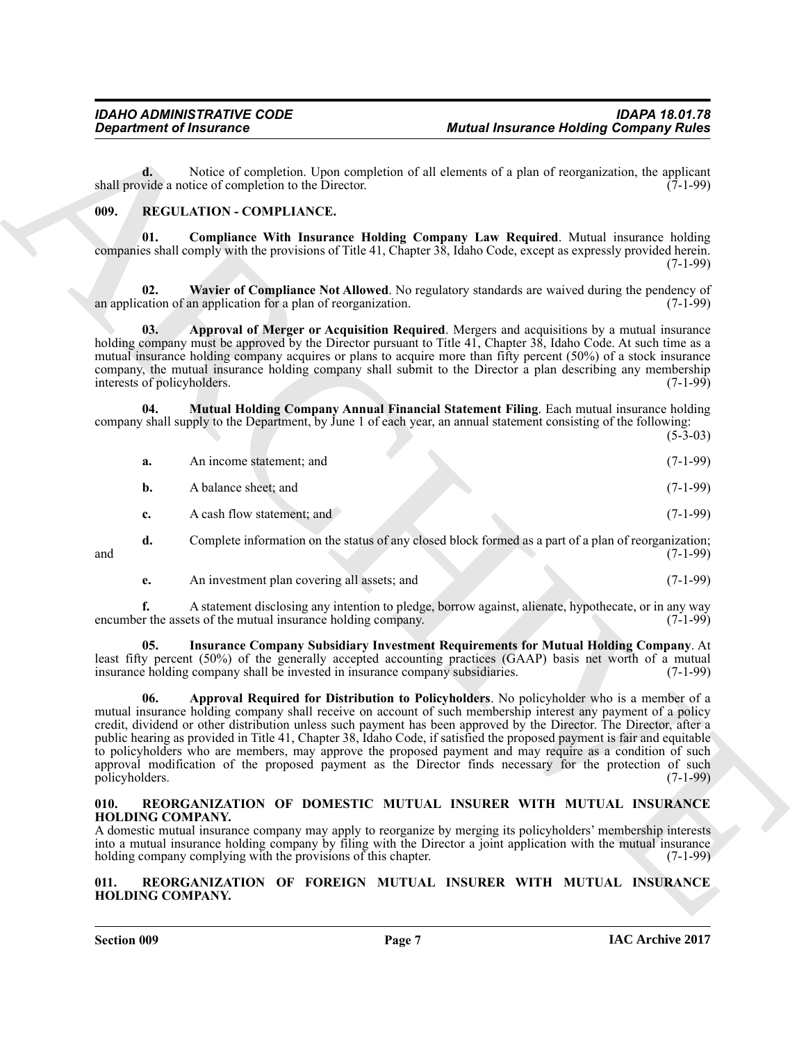**d.** Notice of completion. Upon completion of all elements of a plan of reorganization, the applicant shall provide a notice of completion to the Director. (7-1-99)

## 009. REGULATION - COMPLIANCE.

**01. Compliance With Insurance Holding Company Law Required**. Mutual insurance holding companies shall comply with the provisions of Title 41, Chapter 38, Idaho Code, except as expressly provided herein. (7-1-99)

**02. Wavier of Compliance Not Allowed**. No regulatory standards are waived during the pendency of an application of an application for a plan of reorganization. (7-1-99)

**03. Approval of Merger or Acquisition Required**. Mergers and acquisitions by a mutual insurance holding company must be approved by the Director pursuant to Title 41, Chapter 38, Idaho Code. At such time as a mutual insurance holding company acquires or plans to acquire more than fifty percent (50%) of a stock insurance company, the mutual insurance holding company shall submit to the Director a plan describing any membership interests of policyholders. (7-1-99)

**04. Mutual Holding Company Annual Financial Statement Filing**. Each mutual insurance holding company shall supply to the Department, by June 1 of each year, an annual statement consisting of the following: (5-3-03)

**a.** An income statement; and (7-1-99)

**b.** A balance sheet; and (7-1-99)

**c.** A cash flow statement; and (7-1-99)

**d.** Complete information on the status of any closed block formed as a part of a plan of reorganization; and (7-1-99)

**e.** An investment plan covering all assets; and (7-1-99)

**f.** A statement disclosing any intention to pledge, borrow against, alienate, hypothecate, or in any way encumber the assets of the mutual insurance holding company. (7-1-99)

**05. Insurance Company Subsidiary Investment Requirements for Mutual Holding Company**. At least fifty percent (50%) of the generally accepted accounting practices (GAAP) basis net worth of a mutual insurance holding company shall be invested in insurance company subsidiaries. (7-1-99)

**06. Approval Required for Distribution to Policyholders**. No policyholder who is a member of a mutual insurance holding company shall receive on account of such membership interest any payment of a policy credit, dividend or other distribution unless such payment has been approved by the Director. The Director, after a public hearing as provided in Title 41, Chapter 38, Idaho Code, if satisfied the proposed payment is fair and equitable to policyholders who are members, may approve the proposed payment and may require as a condition of such approval modification of the proposed payment as the Director finds necessary for the protection of such policyholders. (7-1-99)

## 010. REORGANIZATION OF DOMESTIC MUTUAL INSURER WITH MUTUAL INSURANCE HOLDING COMPANY.

A domestic mutual insurance company may apply to reorganize by merging its policyholders' membership interests into a mutual insurance holding company by filing with the Director a joint application with the mutual insurance holding company complying with the provisions of this chapter. (7-1-99)

## 011. REORGANIZATION OF FOREIGN MUTUAL INSURER WITH MUTUAL INSURANCE HOLDING COMPANY.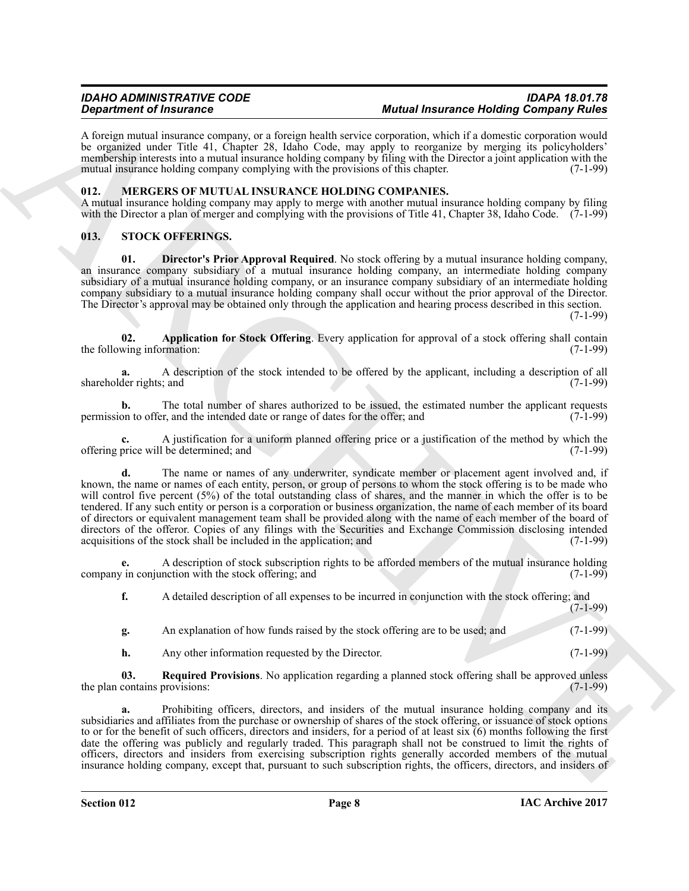A foreign mutual insurance company, or a foreign health service corporation, which if a domestic corporation would be organized under Title 41, Chapter 28, Idaho Code, may apply to reorganize by merging its policyholders' membership interests into a mutual insurance holding company by filing with the Director a joint application with the mutual insurance holding company complying with the provisions of this chapter. (7-1-99)

## 012. MERGERS OF MUTUAL INSURANCE HOLDING COMPANIES.

A mutual insurance holding company may apply to merge with another mutual insurance holding company by filing with the Director a plan of merger and complying with the provisions of Title 41, Chapter 38, Idaho Code. (7-1-99)

## 013. STOCK OFFERINGS.

**01. Director's Prior Approval Required**. No stock offering by a mutual insurance holding company, an insurance company subsidiary of a mutual insurance holding company, an intermediate holding company subsidiary of a mutual insurance holding company, or an insurance company subsidiary of an intermediate holding company subsidiary to a mutual insurance holding company shall occur without the prior approval of the Director. The Director's approval may be obtained only through the application and hearing process described in this section. (7-1-99)

**02. Application for Stock Offering**. Every application for approval of a stock offering shall contain the following information: (7-1-99)

**a.** A description of the stock intended to be offered by the applicant, including a description of all shareholder rights; and (7-1-99)

**b.** The total number of shares authorized to be issued, the estimated number the applicant requests permission to offer, and the intended date or range of dates for the offer; and (7-1-99)

**c.** A justification for a uniform planned offering price or a justification of the method by which the offering price will be determined; and (7-1-99)

**d.** The name or names of any underwriter, syndicate member or placement agent involved and, if known, the name or names of each entity, person, or group of persons to whom the stock offering is to be made who will control five percent (5%) of the total outstanding class of shares, and the manner in which the offer is to be tendered. If any such entity or person is a corporation or business organization, the name of each member of its board of directors or equivalent management team shall be provided along with the name of each member of the board of directors of the offeror. Copies of any filings with the Securities and Exchange Commission disclosing intended acquisitions of the stock shall be included in the application; and (7-1-99)

**e.** A description of stock subscription rights to be afforded members of the mutual insurance holding company in conjunction with the stock offering; and (7-1-99)

**f.** A detailed description of all expenses to be incurred in conjunction with the stock offering; and (7-1-99)

**g.** An explanation of how funds raised by the stock offering are to be used; and (7-1-99)

**h.** Any other information requested by the Director. (7-1-99)

**03. Required Provisions**. No application regarding a planned stock offering shall be approved unless the plan contains provisions: (7-1-99)

**a.** Prohibiting officers, directors, and insiders of the mutual insurance holding company and its subsidiaries and affiliates from the purchase or ownership of shares of the stock offering, or issuance of stock options to or for the benefit of such officers, directors and insiders, for a period of at least six (6) months following the first date the offering was publicly and regularly traded. This paragraph shall not be construed to limit the rights of officers, directors and insiders from exercising subscription rights generally accorded members of the mutual insurance holding company, except that, pursuant to such subscription rights, the officers, directors, and insiders of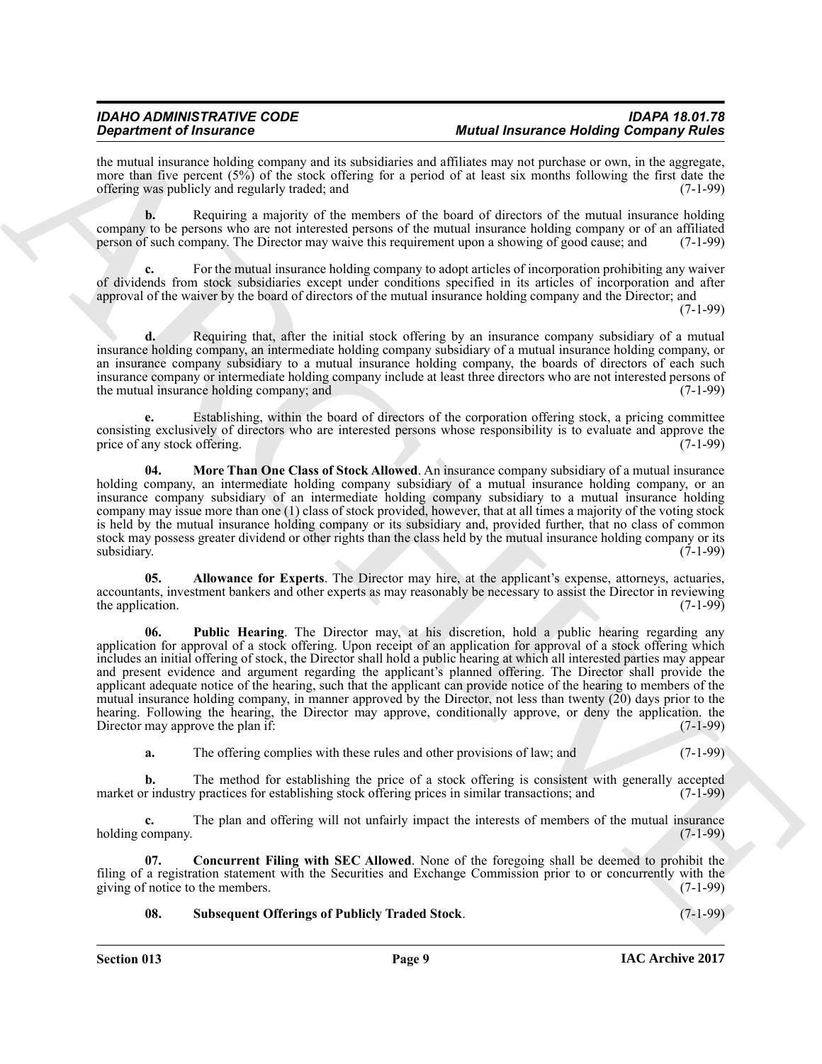the mutual insurance holding company and its subsidiaries and affiliates may not purchase or own, in the aggregate, more than five percent (5%) of the stock offering for a period of at least six months following the first date the offering was publicly and regularly traded; and (7-1-99)

**b.** Requiring a majority of the members of the board of directors of the mutual insurance holding company to be persons who are not interested persons of the mutual insurance holding company or of an affiliated person of such company. The Director may waive this requirement upon a showing of good cause; and (7-1-99)

**c.** For the mutual insurance holding company to adopt articles of incorporation prohibiting any waiver of dividends from stock subsidiaries except under conditions specified in its articles of incorporation and after approval of the waiver by the board of directors of the mutual insurance holding company and the Director; and (7-1-99)

**d.** Requiring that, after the initial stock offering by an insurance company subsidiary of a mutual insurance holding company, an intermediate holding company subsidiary of a mutual insurance holding company, or an insurance company subsidiary to a mutual insurance holding company, the boards of directors of each such insurance company or intermediate holding company include at least three directors who are not interested persons of the mutual insurance holding company; and (7-1-99)

**e.** Establishing, within the board of directors of the corporation offering stock, a pricing committee consisting exclusively of directors who are interested persons whose responsibility is to evaluate and approve the price of any stock offering. (7-1-99)

**04. More Than One Class of Stock Allowed**. An insurance company subsidiary of a mutual insurance holding company, an intermediate holding company subsidiary of a mutual insurance holding company, or an insurance company subsidiary of an intermediate holding company subsidiary to a mutual insurance holding company may issue more than one (1) class of stock provided, however, that at all times a majority of the voting stock is held by the mutual insurance holding company or its subsidiary and, provided further, that no class of common stock may possess greater dividend or other rights than the class held by the mutual insurance holding company or its subsidiary. (7-1-99)

**05. Allowance for Experts**. The Director may hire, at the applicant's expense, attorneys, actuaries, accountants, investment bankers and other experts as may reasonably be necessary to assist the Director in reviewing the application. (7-1-99)

**06. Public Hearing**. The Director may, at his discretion, hold a public hearing regarding any application for approval of a stock offering. Upon receipt of an application for approval of a stock offering which includes an initial offering of stock, the Director shall hold a public hearing at which all interested parties may appear and present evidence and argument regarding the applicant's planned offering. The Director shall provide the applicant adequate notice of the hearing, such that the applicant can provide notice of the hearing to members of the mutual insurance holding company, in manner approved by the Director, not less than twenty (20) days prior to the hearing. Following the hearing, the Director may approve, conditionally approve, or deny the application. the Director may approve the plan if: (7-1-99)

**a.** The offering complies with these rules and other provisions of law; and (7-1-99)

**b.** The method for establishing the price of a stock offering is consistent with generally accepted market or industry practices for establishing stock offering prices in similar transactions; and (7-1-99)

**c.** The plan and offering will not unfairly impact the interests of members of the mutual insurance holding company. (7-1-99)

**07. Concurrent Filing with SEC Allowed**. None of the foregoing shall be deemed to prohibit the filing of a registration statement with the Securities and Exchange Commission prior to or concurrently with the giving of notice to the members. (7-1-99)

**08. Subsequent Offerings of Publicly Traded Stock**. (7-1-99)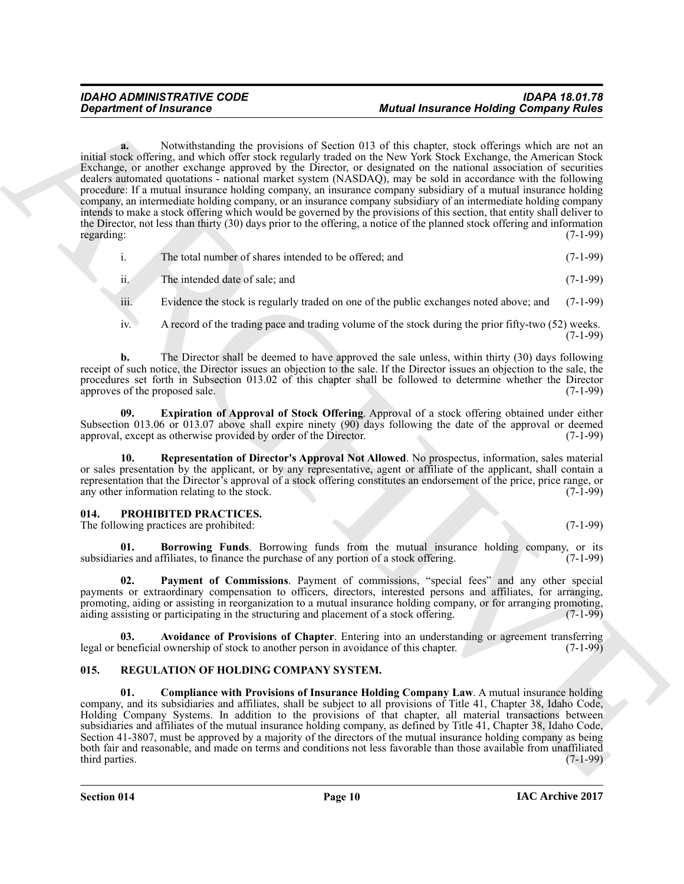**a.** Notwithstanding the provisions of Section 013 of this chapter, stock offerings which are not an initial stock offering, and which offer stock regularly traded on the New York Stock Exchange, the American Stock Exchange, or another exchange approved by the Director, or designated on the national association of securities dealers automated quotations - national market system (NASDAQ), may be sold in accordance with the following procedure: If a mutual insurance holding company, an insurance company subsidiary of a mutual insurance holding company, an intermediate holding company, or an insurance company subsidiary of an intermediate holding company intends to make a stock offering which would be governed by the provisions of this section, that entity shall deliver to the Director, not less than thirty (30) days prior to the offering, a notice of the planned stock offering and information regarding: (7-1-99)

i. The total number of shares intended to be offered; and (7-1-99)

ii. The intended date of sale; and (7-1-99)

iii. Evidence the stock is regularly traded on one of the public exchanges noted above; and (7-1-99)

iv. A record of the trading pace and trading volume of the stock during the prior fifty-two (52) weeks. (7-1-99)

**b.** The Director shall be deemed to have approved the sale unless, within thirty (30) days following receipt of such notice, the Director issues an objection to the sale. If the Director issues an objection to the sale, the procedures set forth in Subsection 013.02 of this chapter shall be followed to determine whether the Director approves of the proposed sale. (7-1-99)

**09. Expiration of Approval of Stock Offering**. Approval of a stock offering obtained under either Subsection 013.06 or 013.07 above shall expire ninety (90) days following the date of the approval or deemed approval, except as otherwise provided by order of the Director. (7-1-99)

**10. Representation of Director's Approval Not Allowed**. No prospectus, information, sales material or sales presentation by the applicant, or by any representative, agent or affiliate of the applicant, shall contain a representation that the Director's approval of a stock offering constitutes an endorsement of the price, price range, or any other information relating to the stock. (7-1-99)

## 014. PROHIBITED PRACTICES.

The following practices are prohibited: (7-1-99)

**01. Borrowing Funds**. Borrowing funds from the mutual insurance holding company, or its subsidiaries and affiliates, to finance the purchase of any portion of a stock offering. (7-1-99)

**02. Payment of Commissions**. Payment of commissions, "special fees" and any other special payments or extraordinary compensation to officers, directors, interested persons and affiliates, for arranging, promoting, aiding or assisting in reorganization to a mutual insurance holding company, or for arranging promoting, aiding assisting or participating in the structuring and placement of a stock offering. (7-1-99)

**03. Avoidance of Provisions of Chapter**. Entering into an understanding or agreement transferring legal or beneficial ownership of stock to another person in avoidance of this chapter. (7-1-99)

## 015. REGULATION OF HOLDING COMPANY SYSTEM.

**01. Compliance with Provisions of Insurance Holding Company Law**. A mutual insurance holding company, and its subsidiaries and affiliates, shall be subject to all provisions of Title 41, Chapter 38, Idaho Code, Holding Company Systems. In addition to the provisions of that chapter, all material transactions between subsidiaries and affiliates of the mutual insurance holding company, as defined by Title 41, Chapter 38, Idaho Code, Section 41-3807, must be approved by a majority of the directors of the mutual insurance holding company as being both fair and reasonable, and made on terms and conditions not less favorable than those available from unaffiliated third parties. (7-1-99)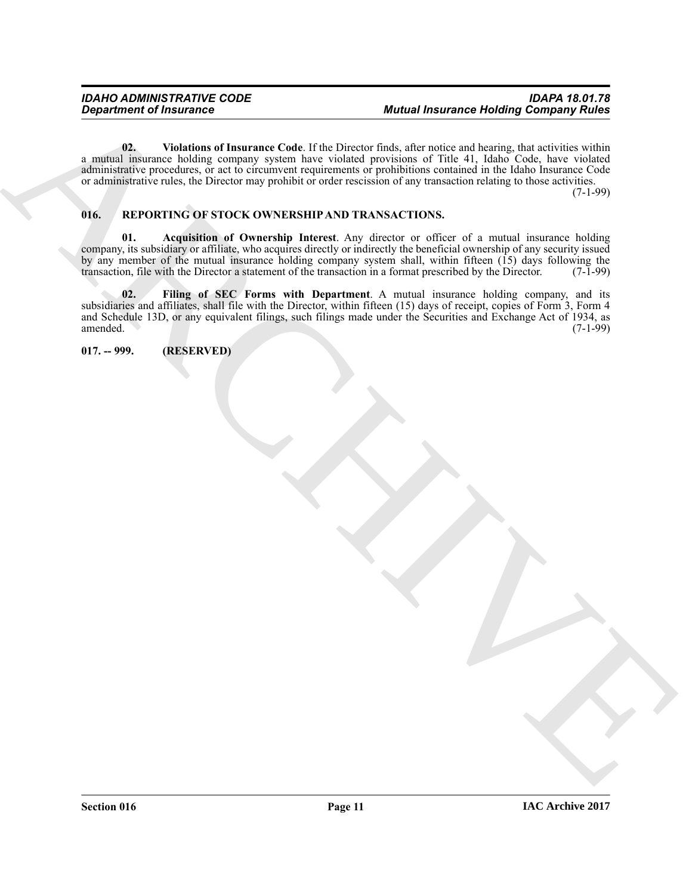**02. Violations of Insurance Code**. If the Director finds, after notice and hearing, that activities within a mutual insurance holding company system have violated provisions of Title 41, Idaho Code, have violated administrative procedures, or act to circumvent requirements or prohibitions contained in the Idaho Insurance Code or administrative rules, the Director may prohibit or order rescission of any transaction relating to those activities. (7-1-99)

## 016. REPORTING OF STOCK OWNERSHIP AND TRANSACTIONS.

**01. Acquisition of Ownership Interest**. Any director or officer of a mutual insurance holding company, its subsidiary or affiliate, who acquires directly or indirectly the beneficial ownership of any security issued by any member of the mutual insurance holding company system shall, within fifteen (15) days following the transaction, file with the Director a statement of the transaction in a format prescribed by the Director. (7-1-99)

**02. Filing of SEC Forms with Department**. A mutual insurance holding company, and its subsidiaries and affiliates, shall file with the Director, within fifteen (15) days of receipt, copies of Form 3, Form 4 and Schedule 13D, or any equivalent filings, such filings made under the Securities and Exchange Act of 1934, as amended. (7-1-99)

## 017. -- 999. (RESERVED)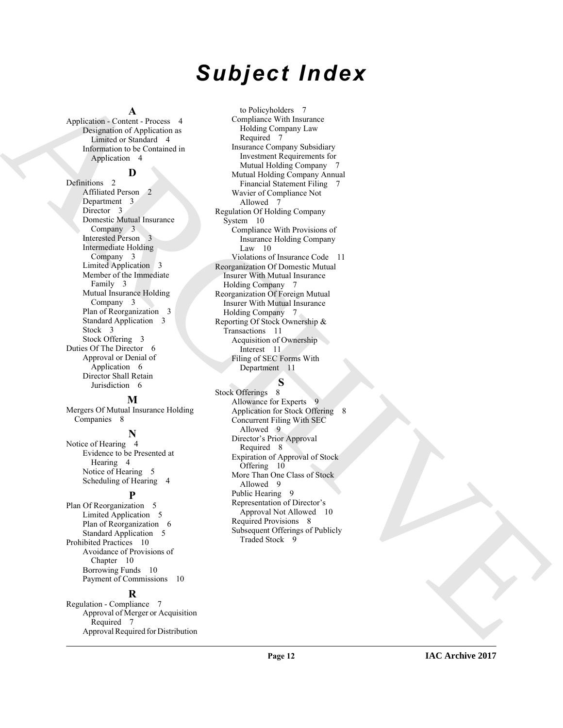# Subject Index

**A**

Application - Content - Process 4
- Designation of Application as Limited or Standard 4
- Information to be Contained in Application 4

**D**

Definitions 2
- Affiliated Person 2
- Department 3
- Director 3
- Domestic Mutual Insurance Company 3
- Interested Person 3
- Intermediate Holding Company 3
- Limited Application 3
- Member of the Immediate Family 3
- Mutual Insurance Holding Company 3
- Plan of Reorganization 3
- Standard Application 3
- Stock 3
- Stock Offering 3

Duties Of The Director 6
- Approval or Denial of Application 6
- Director Shall Retain Jurisdiction 6

**M**

Mergers Of Mutual Insurance Holding Companies 8

**N**

Notice of Hearing 4
- Evidence to be Presented at Hearing 4
- Notice of Hearing 5
- Scheduling of Hearing 4

**P**

Plan Of Reorganization 5
- Limited Application 5
- Plan of Reorganization 6
- Standard Application 5

Prohibited Practices 10
- Avoidance of Provisions of Chapter 10
- Borrowing Funds 10
- Payment of Commissions 10

**R**

Regulation - Compliance 7
- Approval of Merger or Acquisition Required 7
- Approval Required for Distribution to Policyholders 7
- Compliance With Insurance Holding Company Law Required 7
- Insurance Company Subsidiary Investment Requirements for Mutual Holding Company 7
- Mutual Holding Company Annual Financial Statement Filing 7
- Wavier of Compliance Not Allowed 7

Regulation Of Holding Company System 10
- Compliance With Provisions of Insurance Holding Company Law 10
- Violations of Insurance Code 11

Reorganization Of Domestic Mutual Insurer With Mutual Insurance Holding Company 7

Reorganization Of Foreign Mutual Insurer With Mutual Insurance Holding Company 7

Reporting Of Stock Ownership & Transactions 11
- Acquisition of Ownership Interest 11
- Filing of SEC Forms With Department 11

**S**

Stock Offerings 8
- Allowance for Experts 9
- Application for Stock Offering 8
- Concurrent Filing With SEC Allowed 9
- Director's Prior Approval Required 8
- Expiration of Approval of Stock Offering 10
- More Than One Class of Stock Allowed 9
- Public Hearing 9
- Representation of Director's Approval Not Allowed 10
- Required Provisions 8
- Subsequent Offerings of Publicly Traded Stock 9